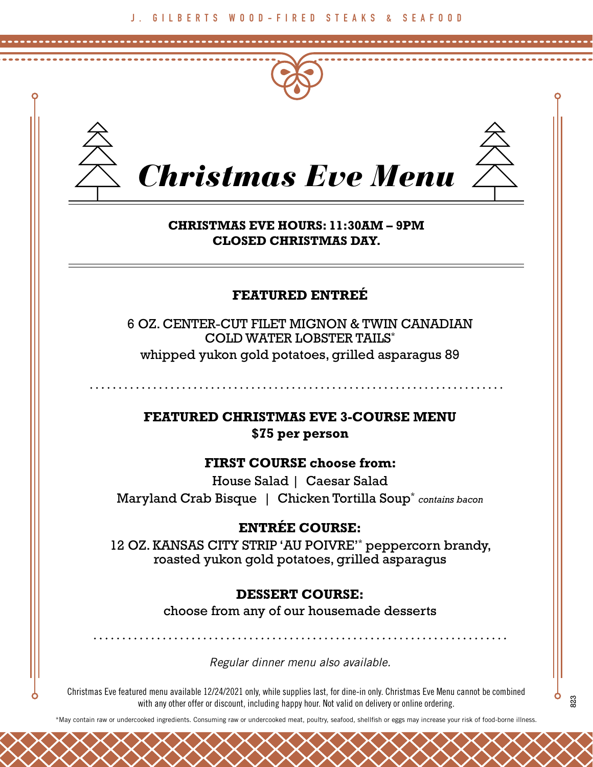J. GILBERTS WOOD-FIRED STEAKS & SEAFOOD

# Christmas Eve Menu

**CHRISTMAS EVE HOURS: 11:30AM – 9PM**
**CLOSED CHRISTMAS DAY.**

## FEATURED ENTREÉ

6 OZ. CENTER-CUT FILET MIGNON & TWIN CANADIAN COLD WATER LOBSTER TAILS*
whipped yukon gold potatoes, grilled asparagus 89

## FEATURED CHRISTMAS EVE 3-COURSE MENU
**$75 per person**

### FIRST COURSE choose from:

House Salad | Caesar Salad
Maryland Crab Bisque | Chicken Tortilla Soup* *contains bacon*

### ENTRÉE COURSE:

12 OZ. KANSAS CITY STRIP 'AU POIVRE'* peppercorn brandy, roasted yukon gold potatoes, grilled asparagus

### DESSERT COURSE:

choose from any of our housemade desserts

*Regular dinner menu also available.*

Christmas Eve featured menu available 12/24/2021 only, while supplies last, for dine-in only. Christmas Eve Menu cannot be combined with any other offer or discount, including happy hour. Not valid on delivery or online ordering.

*May contain raw or undercooked ingredients. Consuming raw or undercooked meat, poultry, seafood, shellfish or eggs may increase your risk of food-borne illness.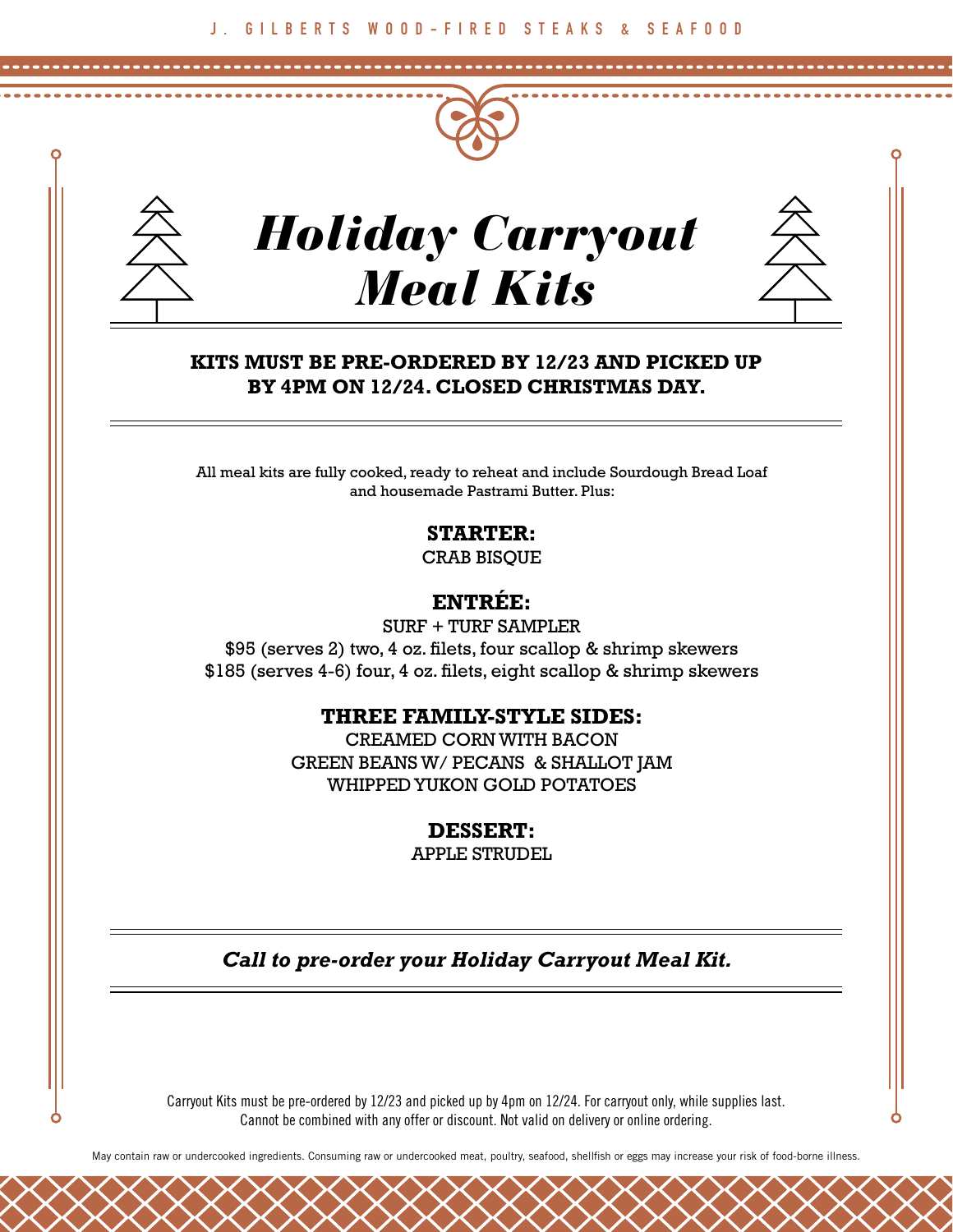J. GILBERTS WOOD-FIRED STEAKS & SEAFOOD

# *Holiday Carryout Meal Kits*

**KITS MUST BE PRE-ORDERED BY 12/23 AND PICKED UP BY 4PM ON 12/24. CLOSED CHRISTMAS DAY.**

All meal kits are fully cooked, ready to reheat and include Sourdough Bread Loaf and housemade Pastrami Butter. Plus:

## STARTER:

CRAB BISQUE

## ENTRÉE:

SURF + TURF SAMPLER

$95 (serves 2) two, 4 oz. filets, four scallop & shrimp skewers

$185 (serves 4-6) four, 4 oz. filets, eight scallop & shrimp skewers

## THREE FAMILY-STYLE SIDES:

CREAMED CORN WITH BACON

GREEN BEANS W/ PECANS & SHALLOT JAM

WHIPPED YUKON GOLD POTATOES

## DESSERT:

APPLE STRUDEL

***Call to pre-order your Holiday Carryout Meal Kit.***

Carryout Kits must be pre-ordered by 12/23 and picked up by 4pm on 12/24. For carryout only, while supplies last. Cannot be combined with any offer or discount. Not valid on delivery or online ordering.

May contain raw or undercooked ingredients. Consuming raw or undercooked meat, poultry, seafood, shellfish or eggs may increase your risk of food-borne illness.